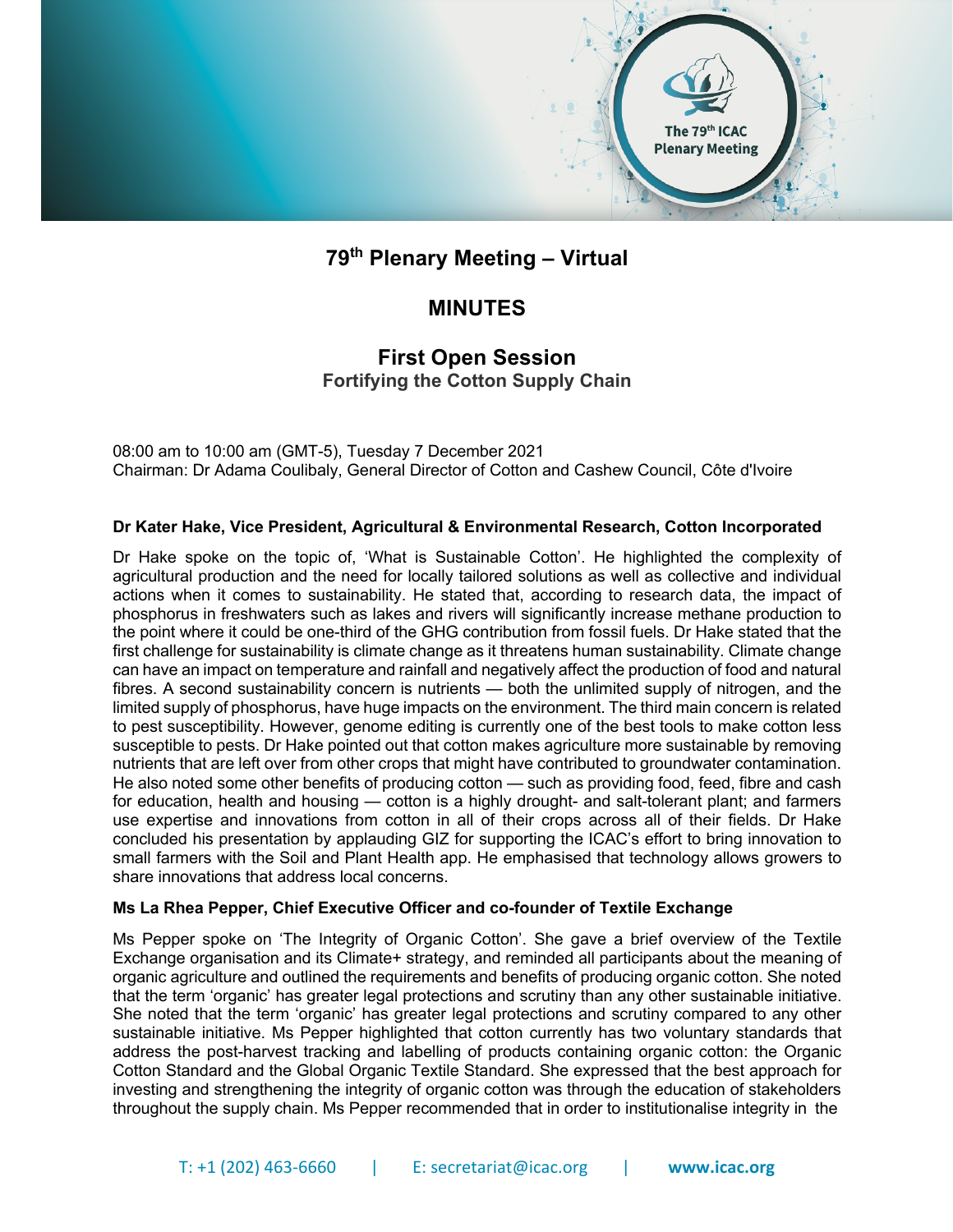# 79th Plenary Meeting – Virtual

## MINUTES

## First Open Session

### Fortifying the Cotton Supply Chain

08:00 am to 10:00 am (GMT-5), Tuesday 7 December 2021
Chairman: Dr Adama Coulibaly, General Director of Cotton and Cashew Council, Côte d'Ivoire

**Dr Kater Hake, Vice President, Agricultural & Environmental Research, Cotton Incorporated**

Dr Hake spoke on the topic of, 'What is Sustainable Cotton'. He highlighted the complexity of agricultural production and the need for locally tailored solutions as well as collective and individual actions when it comes to sustainability. He stated that, according to research data, the impact of phosphorus in freshwaters such as lakes and rivers will significantly increase methane production to the point where it could be one-third of the GHG contribution from fossil fuels. Dr Hake stated that the first challenge for sustainability is climate change as it threatens human sustainability. Climate change can have an impact on temperature and rainfall and negatively affect the production of food and natural fibres. A second sustainability concern is nutrients — both the unlimited supply of nitrogen, and the limited supply of phosphorus, have huge impacts on the environment. The third main concern is related to pest susceptibility. However, genome editing is currently one of the best tools to make cotton less susceptible to pests. Dr Hake pointed out that cotton makes agriculture more sustainable by removing nutrients that are left over from other crops that might have contributed to groundwater contamination. He also noted some other benefits of producing cotton — such as providing food, feed, fibre and cash for education, health and housing — cotton is a highly drought- and salt-tolerant plant; and farmers use expertise and innovations from cotton in all of their crops across all of their fields. Dr Hake concluded his presentation by applauding GIZ for supporting the ICAC's effort to bring innovation to small farmers with the Soil and Plant Health app. He emphasised that technology allows growers to share innovations that address local concerns.

**Ms La Rhea Pepper, Chief Executive Officer and co-founder of Textile Exchange**

Ms Pepper spoke on 'The Integrity of Organic Cotton'. She gave a brief overview of the Textile Exchange organisation and its Climate+ strategy, and reminded all participants about the meaning of organic agriculture and outlined the requirements and benefits of producing organic cotton. She noted that the term 'organic' has greater legal protections and scrutiny than any other sustainable initiative. She noted that the term 'organic' has greater legal protections and scrutiny compared to any other sustainable initiative. Ms Pepper highlighted that cotton currently has two voluntary standards that address the post-harvest tracking and labelling of products containing organic cotton: the Organic Cotton Standard and the Global Organic Textile Standard. She expressed that the best approach for investing and strengthening the integrity of organic cotton was through the education of stakeholders throughout the supply chain. Ms Pepper recommended that in order to institutionalise integrity in the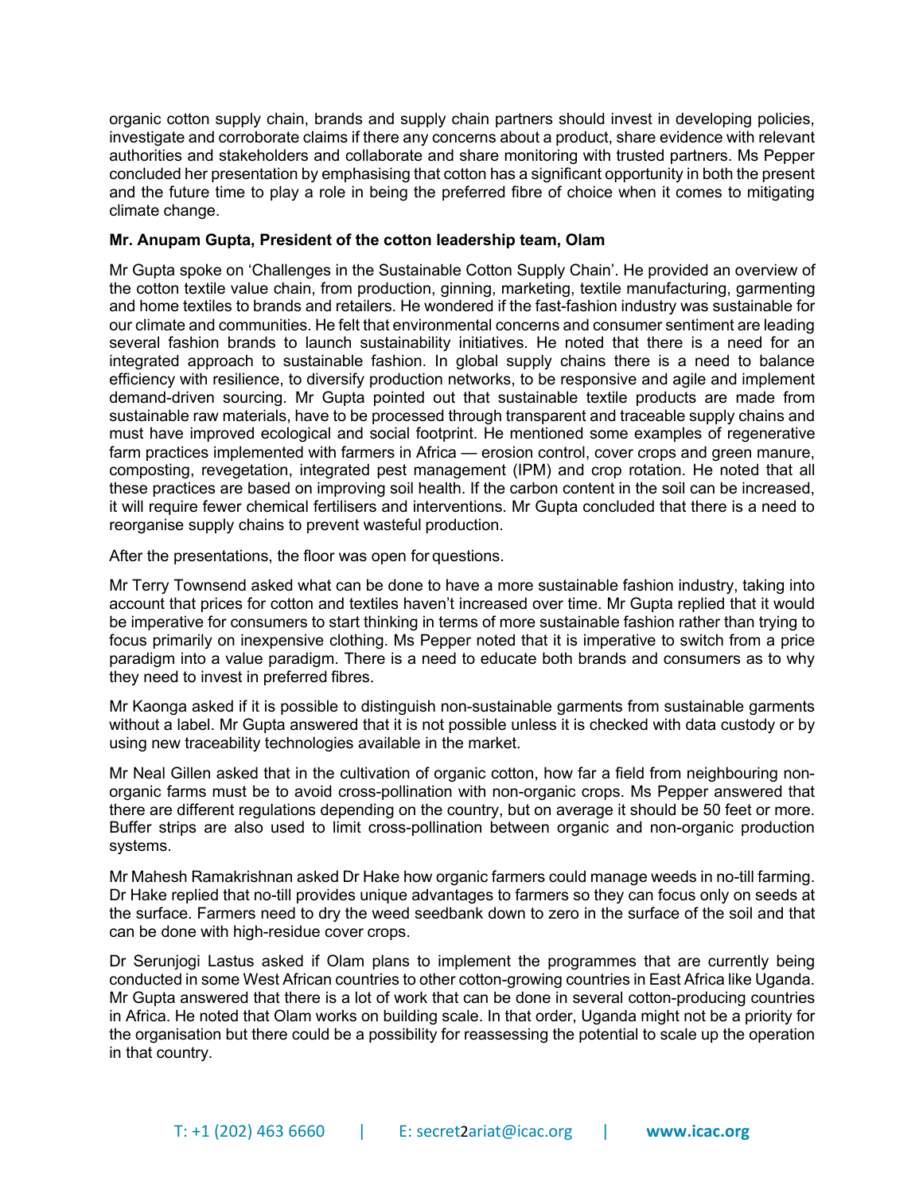organic cotton supply chain, brands and supply chain partners should invest in developing policies, investigate and corroborate claims if there any concerns about a product, share evidence with relevant authorities and stakeholders and collaborate and share monitoring with trusted partners. Ms Pepper concluded her presentation by emphasising that cotton has a significant opportunity in both the present and the future time to play a role in being the preferred fibre of choice when it comes to mitigating climate change.

**Mr. Anupam Gupta, President of the cotton leadership team, Olam**

Mr Gupta spoke on 'Challenges in the Sustainable Cotton Supply Chain'. He provided an overview of the cotton textile value chain, from production, ginning, marketing, textile manufacturing, garmenting and home textiles to brands and retailers. He wondered if the fast-fashion industry was sustainable for our climate and communities. He felt that environmental concerns and consumer sentiment are leading several fashion brands to launch sustainability initiatives. He noted that there is a need for an integrated approach to sustainable fashion. In global supply chains there is a need to balance efficiency with resilience, to diversify production networks, to be responsive and agile and implement demand-driven sourcing. Mr Gupta pointed out that sustainable textile products are made from sustainable raw materials, have to be processed through transparent and traceable supply chains and must have improved ecological and social footprint. He mentioned some examples of regenerative farm practices implemented with farmers in Africa — erosion control, cover crops and green manure, composting, revegetation, integrated pest management (IPM) and crop rotation. He noted that all these practices are based on improving soil health. If the carbon content in the soil can be increased, it will require fewer chemical fertilisers and interventions. Mr Gupta concluded that there is a need to reorganise supply chains to prevent wasteful production.

After the presentations, the floor was open for questions.

Mr Terry Townsend asked what can be done to have a more sustainable fashion industry, taking into account that prices for cotton and textiles haven't increased over time. Mr Gupta replied that it would be imperative for consumers to start thinking in terms of more sustainable fashion rather than trying to focus primarily on inexpensive clothing. Ms Pepper noted that it is imperative to switch from a price paradigm into a value paradigm. There is a need to educate both brands and consumers as to why they need to invest in preferred fibres.

Mr Kaonga asked if it is possible to distinguish non-sustainable garments from sustainable garments without a label. Mr Gupta answered that it is not possible unless it is checked with data custody or by using new traceability technologies available in the market.

Mr Neal Gillen asked that in the cultivation of organic cotton, how far a field from neighbouring non-organic farms must be to avoid cross-pollination with non-organic crops. Ms Pepper answered that there are different regulations depending on the country, but on average it should be 50 feet or more. Buffer strips are also used to limit cross-pollination between organic and non-organic production systems.

Mr Mahesh Ramakrishnan asked Dr Hake how organic farmers could manage weeds in no-till farming. Dr Hake replied that no-till provides unique advantages to farmers so they can focus only on seeds at the surface. Farmers need to dry the weed seedbank down to zero in the surface of the soil and that can be done with high-residue cover crops.

Dr Serunjogi Lastus asked if Olam plans to implement the programmes that are currently being conducted in some West African countries to other cotton-growing countries in East Africa like Uganda. Mr Gupta answered that there is a lot of work that can be done in several cotton-producing countries in Africa. He noted that Olam works on building scale. In that order, Uganda might not be a priority for the organisation but there could be a possibility for reassessing the potential to scale up the operation in that country.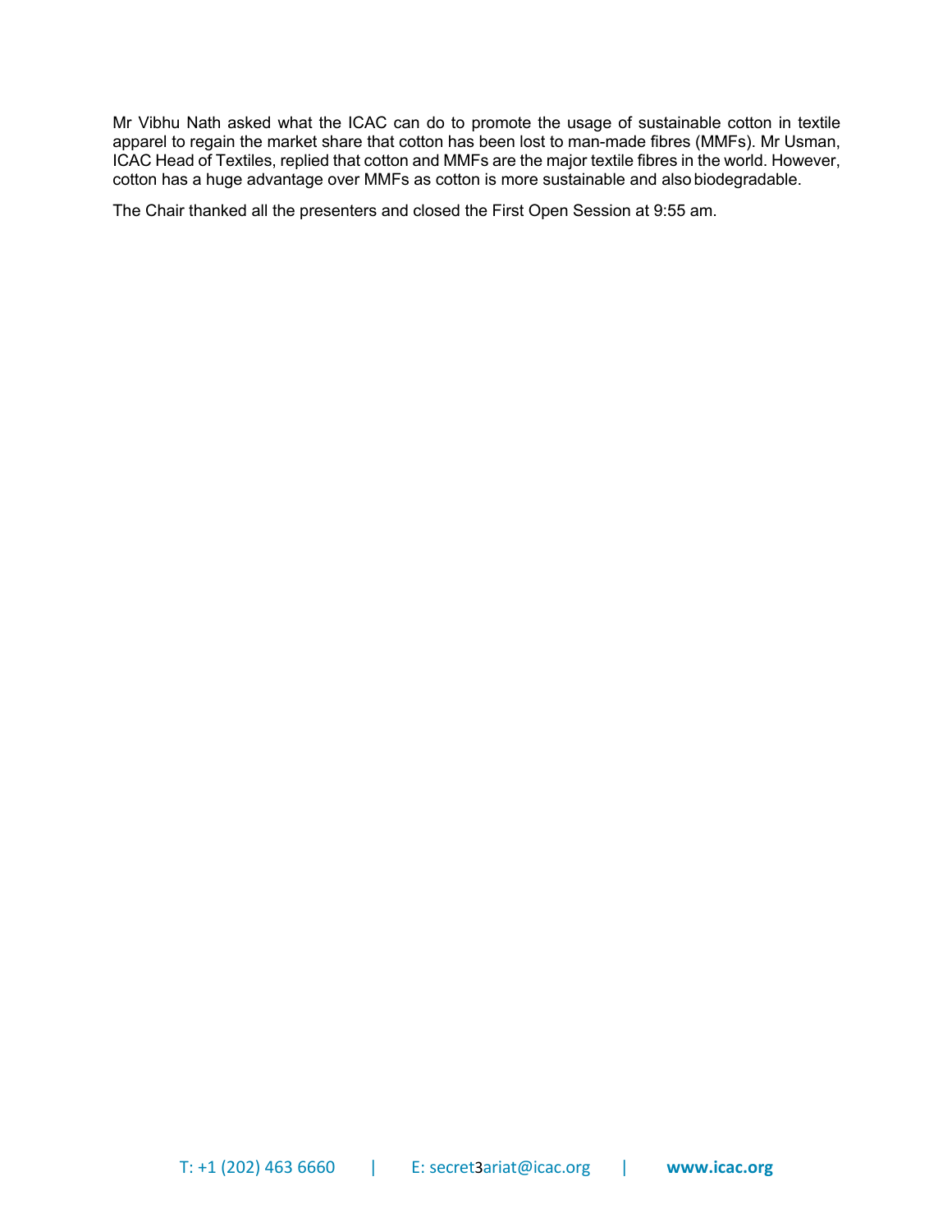Mr Vibhu Nath asked what the ICAC can do to promote the usage of sustainable cotton in textile apparel to regain the market share that cotton has been lost to man-made fibres (MMFs). Mr Usman, ICAC Head of Textiles, replied that cotton and MMFs are the major textile fibres in the world. However, cotton has a huge advantage over MMFs as cotton is more sustainable and also biodegradable.

The Chair thanked all the presenters and closed the First Open Session at 9:55 am.